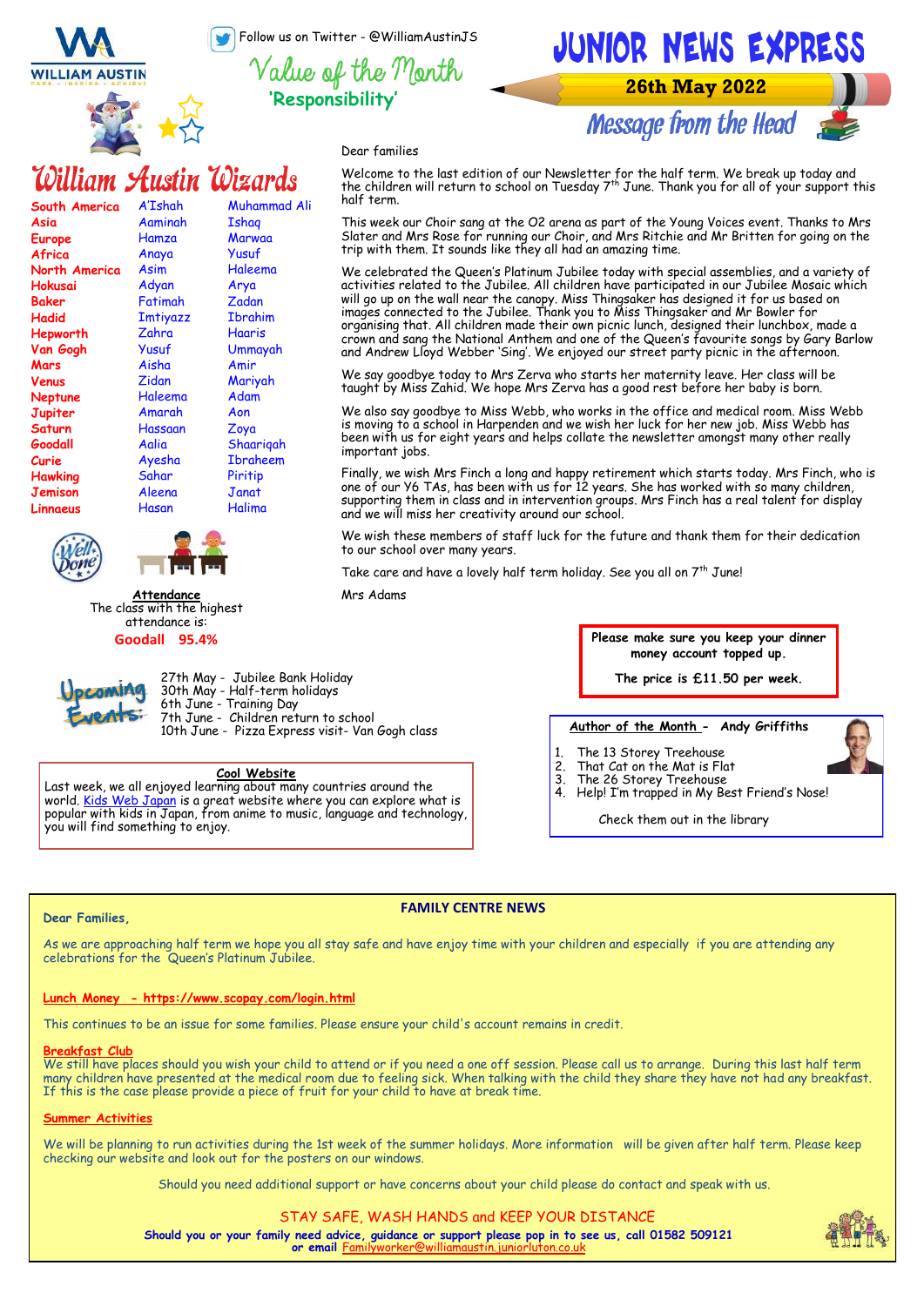WILLIAM AUSTIN

Follow us on Twitter - @WilliamAustinJS

Value of the Month
**'Responsibility'**

# JUNIOR NEWS EXPRESS

**26th May 2022**

## William Austin Wizards

| | | |
|---|---|---|
| South America | A'Ishah | Muhammad Ali |
| Asia | Aaminah | Ishaq |
| Europe | Hamza | Marwaa |
| Africa | Anaya | Yusuf |
| North America | Asim | Haleema |
| Hokusai | Adyan | Arya |
| Baker | Fatimah | Zadan |
| Hadid | Imtiyazz | Ibrahim |
| Hepworth | Zahra | Haaris |
| Van Gogh | Yusuf | Ummayah |
| Mars | Aisha | Amir |
| Venus | Zidan | Mariyah |
| Neptune | Haleema | Adam |
| Jupiter | Amarah | Aon |
| Saturn | Hassaan | Zoya |
| Goodall | Aalia | Shaariqah |
| Curie | Ayesha | Ibraheem |
| Hawking | Sahar | Piritip |
| Jemison | Aleena | Janat |
| Linnaeus | Hasan | Halima |

Well Done

**Attendance**
The class with the highest attendance is:
**Goodall 95.4%**

## Message from the Head

Dear families

Welcome to the last edition of our Newsletter for the half term. We break up today and the children will return to school on Tuesday 7th June. Thank you for all of your support this half term.

This week our Choir sang at the O2 arena as part of the Young Voices event. Thanks to Mrs Slater and Mrs Rose for running our Choir, and Mrs Ritchie and Mr Britten for going on the trip with them. It sounds like they all had an amazing time.

We celebrated the Queen's Platinum Jubilee today with special assemblies, and a variety of activities related to the Jubilee. All children have participated in our Jubilee Mosaic which will go up on the wall near the canopy. Miss Thingsaker has designed it for us based on images connected to the Jubilee. Thank you to Miss Thingsaker and Mr Bowler for organising that. All children made their own picnic lunch, designed their lunchbox, made a crown and sang the National Anthem and one of the Queen's favourite songs by Gary Barlow and Andrew Lloyd Webber 'Sing'. We enjoyed our street party picnic in the afternoon.

We say goodbye today to Mrs Zerva who starts her maternity leave. Her class will be taught by Miss Zahid. We hope Mrs Zerva has a good rest before her baby is born.

We also say goodbye to Miss Webb, who works in the office and medical room. Miss Webb is moving to a school in Harpenden and we wish her luck for her new job. Miss Webb has been with us for eight years and helps collate the newsletter amongst many other really important jobs.

Finally, we wish Mrs Finch a long and happy retirement which starts today. Mrs Finch, who is one of our Y6 TAs, has been with us for 12 years. She has worked with so many children, supporting them in class and in intervention groups. Mrs Finch has a real talent for display and we will miss her creativity around our school.

We wish these members of staff luck for the future and thank them for their dedication to our school over many years.

Take care and have a lovely half term holiday. See you all on 7th June!

Mrs Adams

**Please make sure you keep your dinner money account topped up.**

**The price is £11.50 per week.**

## Upcoming Events

27th May - Jubilee Bank Holiday
30th May - Half-term holidays
6th June - Training Day
7th June - Children return to school
10th June - Pizza Express visit- Van Gogh class

**Cool Website**

Last week, we all enjoyed learning about many countries around the world. Kids Web Japan is a great website where you can explore what is popular with kids in Japan, from anime to music, language and technology, you will find something to enjoy.

**Author of the Month - Andy Griffiths**

1. The 13 Storey Treehouse
2. That Cat on the Mat is Flat
3. The 26 Storey Treehouse
4. Help! I'm trapped in My Best Friend's Nose!

Check them out in the library

## FAMILY CENTRE NEWS

**Dear Families,**

As we are approaching half term we hope you all stay safe and have enjoy time with your children and especially if you are attending any celebrations for the Queen's Platinum Jubilee.

**Lunch Money - https://www.scopay.com/login.html**

This continues to be an issue for some families. Please ensure your child's account remains in credit.

**Breakfast Club**

We still have places should you wish your child to attend or if you need a one off session. Please call us to arrange. During this last half term many children have presented at the medical room due to feeling sick. When talking with the child they share they have not had any breakfast. If this is the case please provide a piece of fruit for your child to have at break time.

**Summer Activities**

We will be planning to run activities during the 1st week of the summer holidays. More information will be given after half term. Please keep checking our website and look out for the posters on our windows.

Should you need additional support or have concerns about your child please do contact and speak with us.

STAY SAFE, WASH HANDS and KEEP YOUR DISTANCE

**Should you or your family need advice, guidance or support please pop in to see us, call 01582 509121 or email Familyworker@williamaustin.juniorluton.co.uk**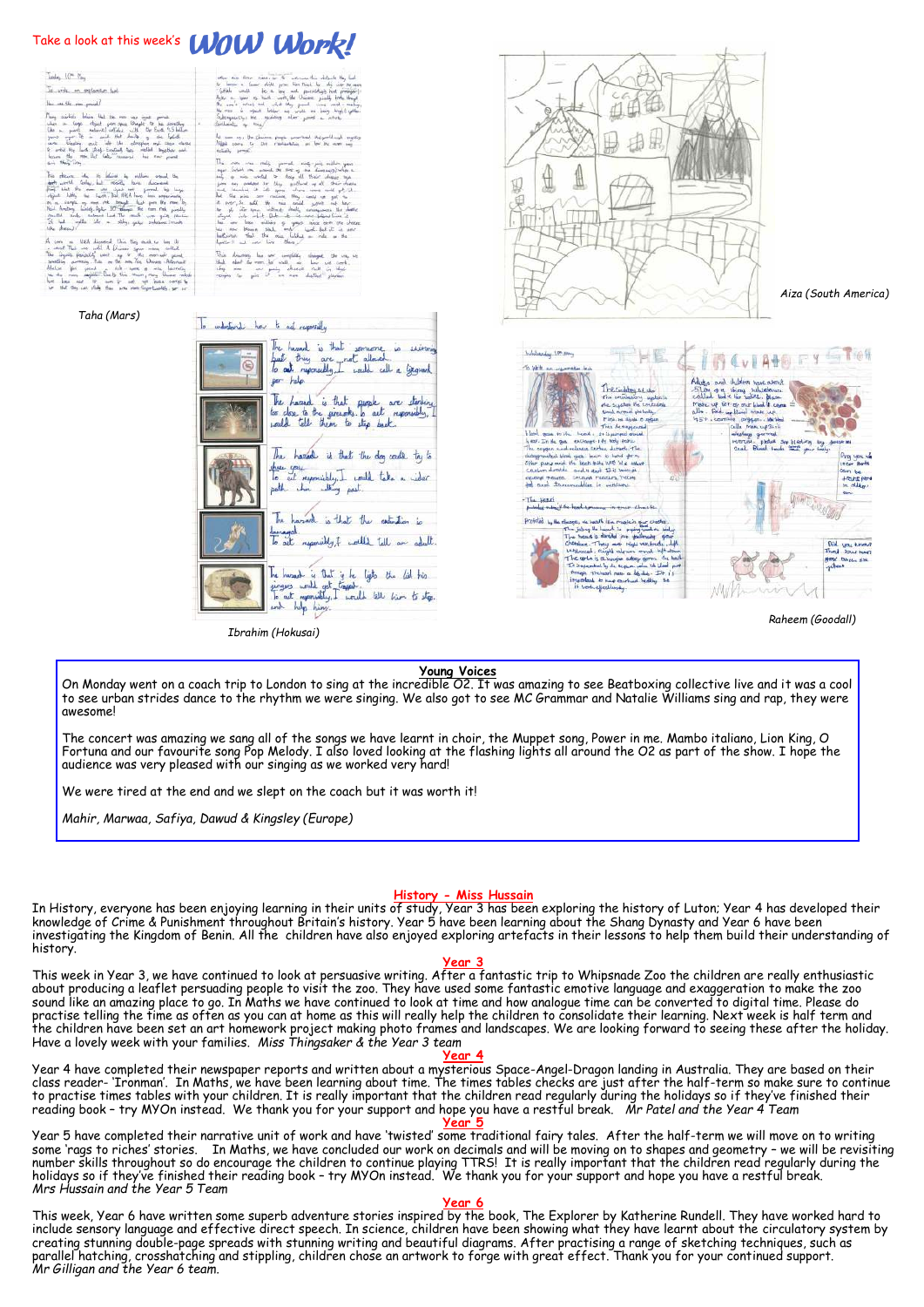Take a look at this week's **WOW Work!**

Taha (Mars)

Ibrahim (Hokusai)

Aiza (South America)

Raheem (Goodall)

**Young Voices**

On Monday went on a coach trip to London to sing at the incredible O2. It was amazing to see Beatboxing collective live and it was a cool to see urban strides dance to the rhythm we were singing. We also got to see MC Grammar and Natalie Williams sing and rap, they were awesome!

The concert was amazing we sang all of the songs we have learnt in choir, the Muppet song, Power in me. Mambo italiano, Lion King, O Fortuna and our favourite song Pop Melody. I also loved looking at the flashing lights all around the O2 as part of the show. I hope the audience was very pleased with our singing as we worked very hard!

We were tired at the end and we slept on the coach but it was worth it!

*Mahir, Marwaa, Safiya, Dawud & Kingsley (Europe)*

**History - Miss Hussain**

In History, everyone has been enjoying learning in their units of study, Year 3 has been exploring the history of Luton; Year 4 has developed their knowledge of Crime & Punishment throughout Britain's history. Year 5 have been learning about the Shang Dynasty and Year 6 have been investigating the Kingdom of Benin. All the children have also enjoyed exploring artefacts in their lessons to help them build their understanding of history.

**Year 3**

This week in Year 3, we have continued to look at persuasive writing. After a fantastic trip to Whipsnade Zoo the children are really enthusiastic about producing a leaflet persuading people to visit the zoo. They have used some fantastic emotive language and exaggeration to make the zoo sound like an amazing place to go. In Maths we have continued to look at time and how analogue time can be converted to digital time. Please do practise telling the time as often as you can at home as this will really help the children to consolidate their learning. Next week is half term and the children have been set an art homework project making photo frames and landscapes. We are looking forward to seeing these after the holiday. Have a lovely week with your families. *Miss Thingsaker & the Year 3 team*

**Year 4**

Year 4 have completed their newspaper reports and written about a mysterious Space-Angel-Dragon landing in Australia. They are based on their class reader- 'Ironman'. In Maths, we have been learning about time. The times tables checks are just after the half-term so make sure to continue to practise times tables with your children. It is really important that the children read regularly during the holidays so if they've finished their reading book – try MYOn instead. We thank you for your support and hope you have a restful break. *Mr Patel and the Year 4 Team*

**Year 5**

Year 5 have completed their narrative unit of work and have 'twisted' some traditional fairy tales. After the half-term we will move on to writing some 'rags to riches' stories. In Maths, we have concluded our work on decimals and will be moving on to shapes and geometry – we will be revisiting number skills throughout so do encourage the children to continue playing TTRS! It is really important that the children read regularly during the holidays so if they've finished their reading book – try MYOn instead. We thank you for your support and hope you have a restful break.
*Mrs Hussain and the Year 5 Team*

**Year 6**

This week, Year 6 have written some superb adventure stories inspired by the book, The Explorer by Katherine Rundell. They have worked hard to include sensory language and effective direct speech. In science, children have been showing what they have learnt about the circulatory system by creating stunning double-page spreads with stunning writing and beautiful diagrams. After practising a range of sketching techniques, such as parallel hatching, crosshatching and stippling, children chose an artwork to forge with great effect. Thank you for your continued support.
*Mr Gilligan and the Year 6 team.*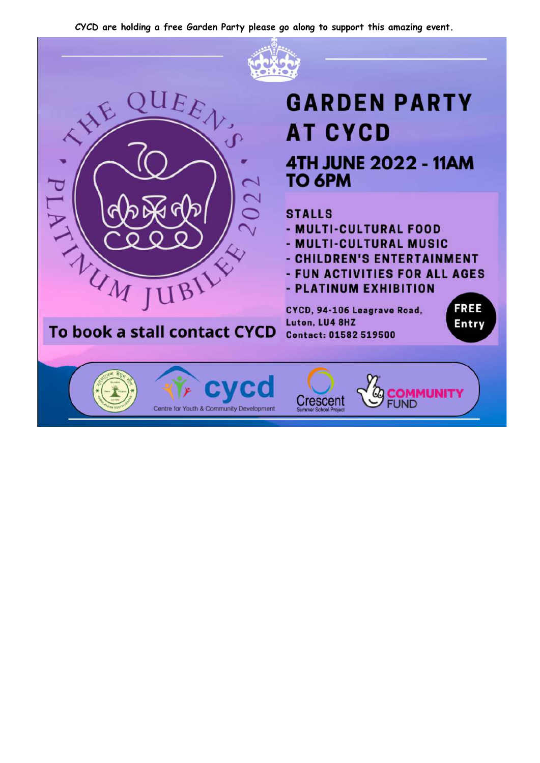**CYCD are holding a free Garden Party please go along to support this amazing event.**

THE QUEEN'S PLATINUM JUBILEE 2022

# GARDEN PARTY AT CYCD

## 4TH JUNE 2022 - 11AM TO 6PM

**STALLS**

- MULTI-CULTURAL FOOD
- MULTI-CULTURAL MUSIC
- CHILDREN'S ENTERTAINMENT
- FUN ACTIVITIES FOR ALL AGES
- PLATINUM EXHIBITION

**To book a stall contact CYCD**

CYCD, 94-106 Leagrave Road,
Luton, LU4 8HZ
Contact: 01582 519500

**FREE Entry**

cycd – Centre for Youth & Community Development

Crescent Summer School Project

COMMUNITY FUND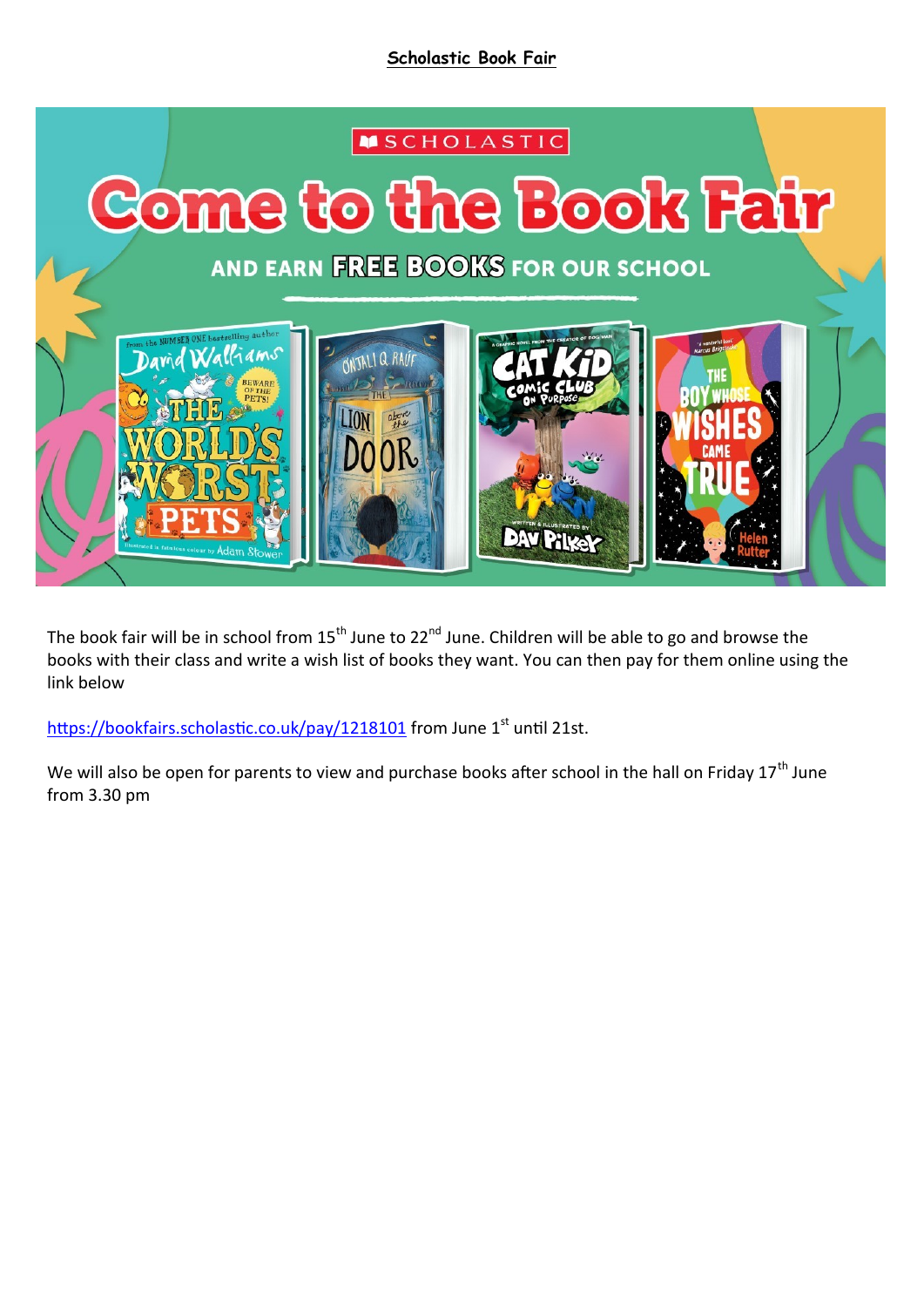**Scholastic Book Fair**

The book fair will be in school from 15th June to 22nd June. Children will be able to go and browse the books with their class and write a wish list of books they want. You can then pay for them online using the link below

https://bookfairs.scholastic.co.uk/pay/1218101 from June 1st until 21st.

We will also be open for parents to view and purchase books after school in the hall on Friday 17th June from 3.30 pm